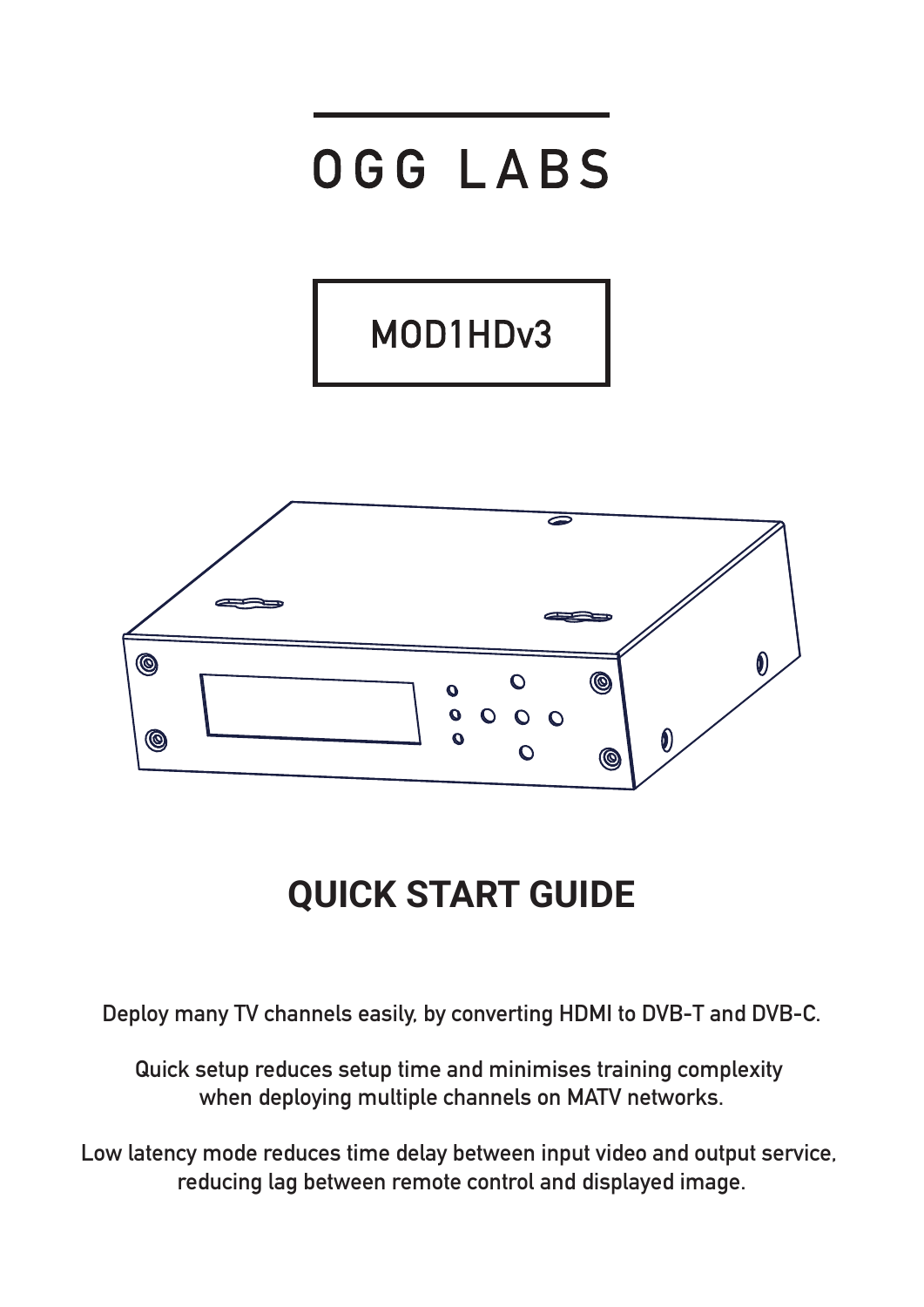# OGG LABS

## MOD1HDv3

## QUICK START GUIDE

Deploy many TV channels easily, by converting HDMI to DVB-T and DVB-C.

Quick setup reduces setup time and minimises training complexity when deploying multiple channels on MATV networks.

Low latency mode reduces time delay between input video and output service, reducing lag between remote control and displayed image.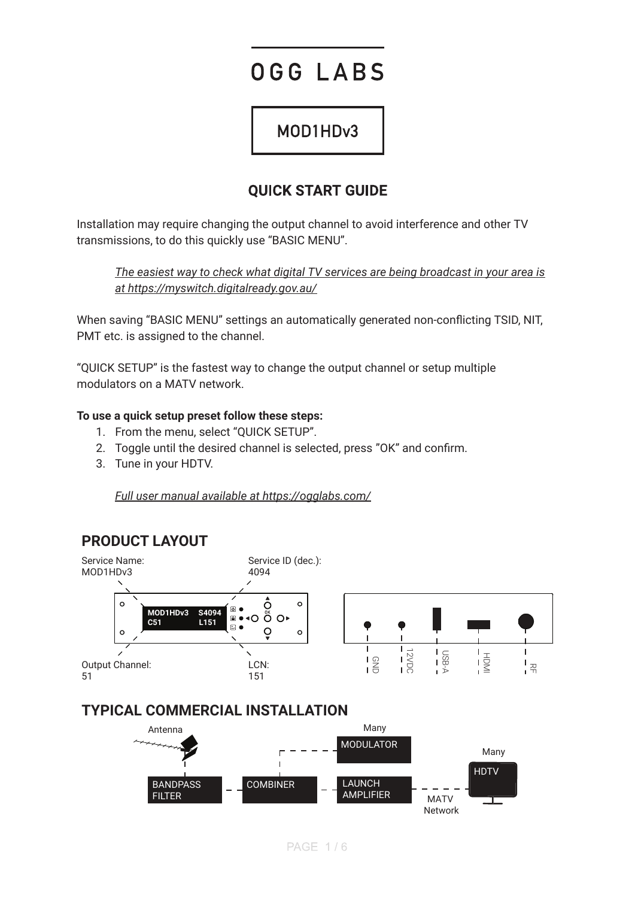# OGG LABS

## MOD1HDv3

## QUICK START GUIDE

Installation may require changing the output channel to avoid interference and other TV transmissions, to do this quickly use "BASIC MENU".

> *The easiest way to check what digital TV services are being broadcast in your area is at https://myswitch.digitalready.gov.au/*

When saving "BASIC MENU" settings an automatically generated non-conflicting TSID, NIT, PMT etc. is assigned to the channel.

"QUICK SETUP" is the fastest way to change the output channel or setup multiple modulators on a MATV network.

**To use a quick setup preset follow these steps:**

1. From the menu, select "QUICK SETUP".
2. Toggle until the desired channel is selected, press "OK" and confirm.
3. Tune in your HDTV.

> *Full user manual available at https://ogglabs.com/*

## PRODUCT LAYOUT

Service Name: MOD1HDv3

Service ID (dec.): 4094

Output Channel: 51

LCN: 151

Display: MOD1HDv3 S4094 / C51 L151

Rear connectors: GND, 12VDC, USB-A, HDMI, RF

## TYPICAL COMMERCIAL INSTALLATION

Antenna → BANDPASS FILTER → COMBINER ← MODULATOR (Many) → LAUNCH AMPLIFIER → MATV Network → HDTV (Many)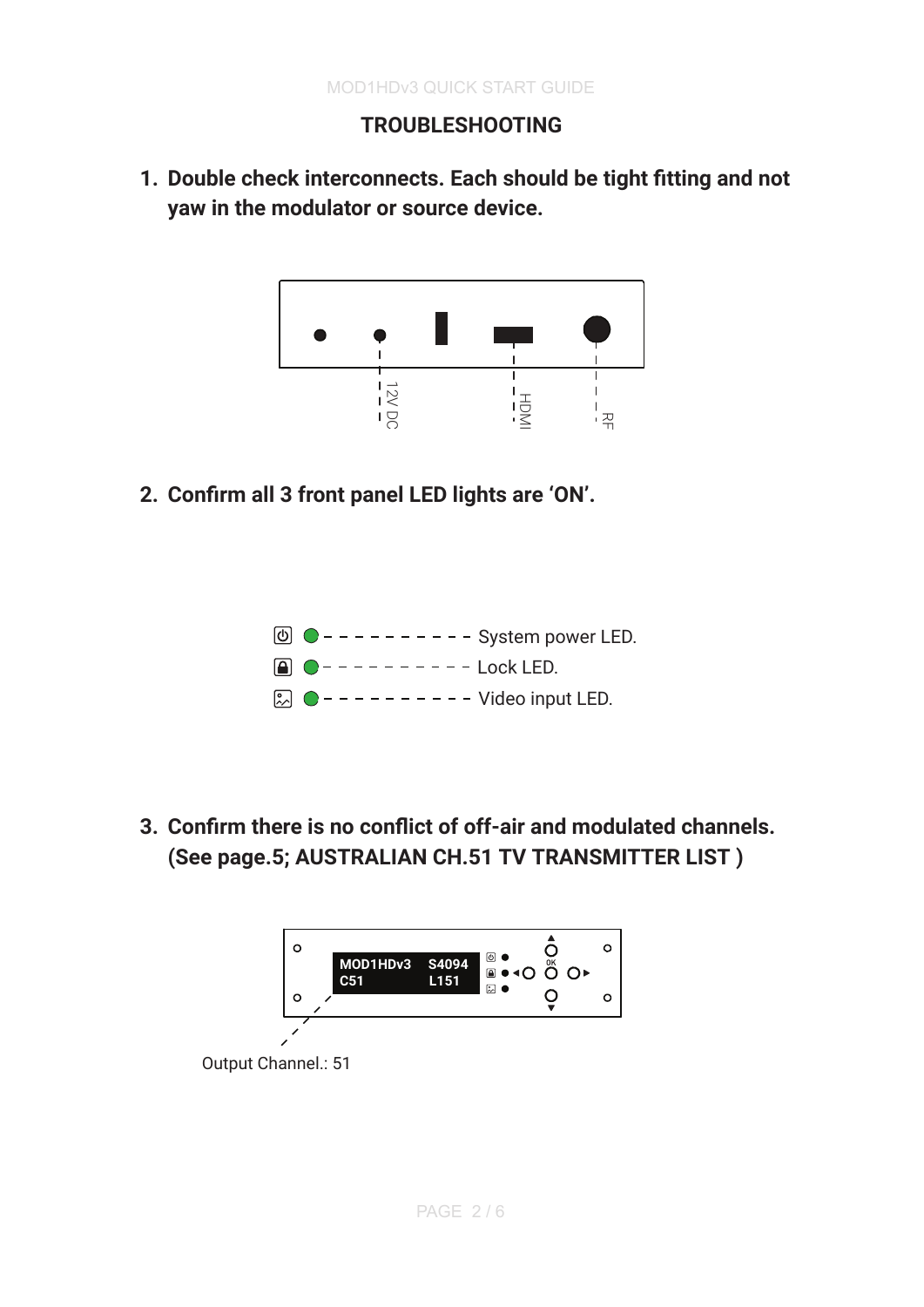## TROUBLESHOOTING

1. **Double check interconnects. Each should be tight fitting and not yaw in the modulator or source device.**

12V DC

HDMI

RF

2. **Confirm all 3 front panel LED lights are 'ON'.**

System power LED.

Lock LED.

Video input LED.

3. **Confirm there is no conflict of off-air and modulated channels. (See page.5; AUSTRALIAN CH.51 TV TRANSMITTER LIST )**

MOD1HDv3 S4094
C51 L151

OK

Output Channel.: 51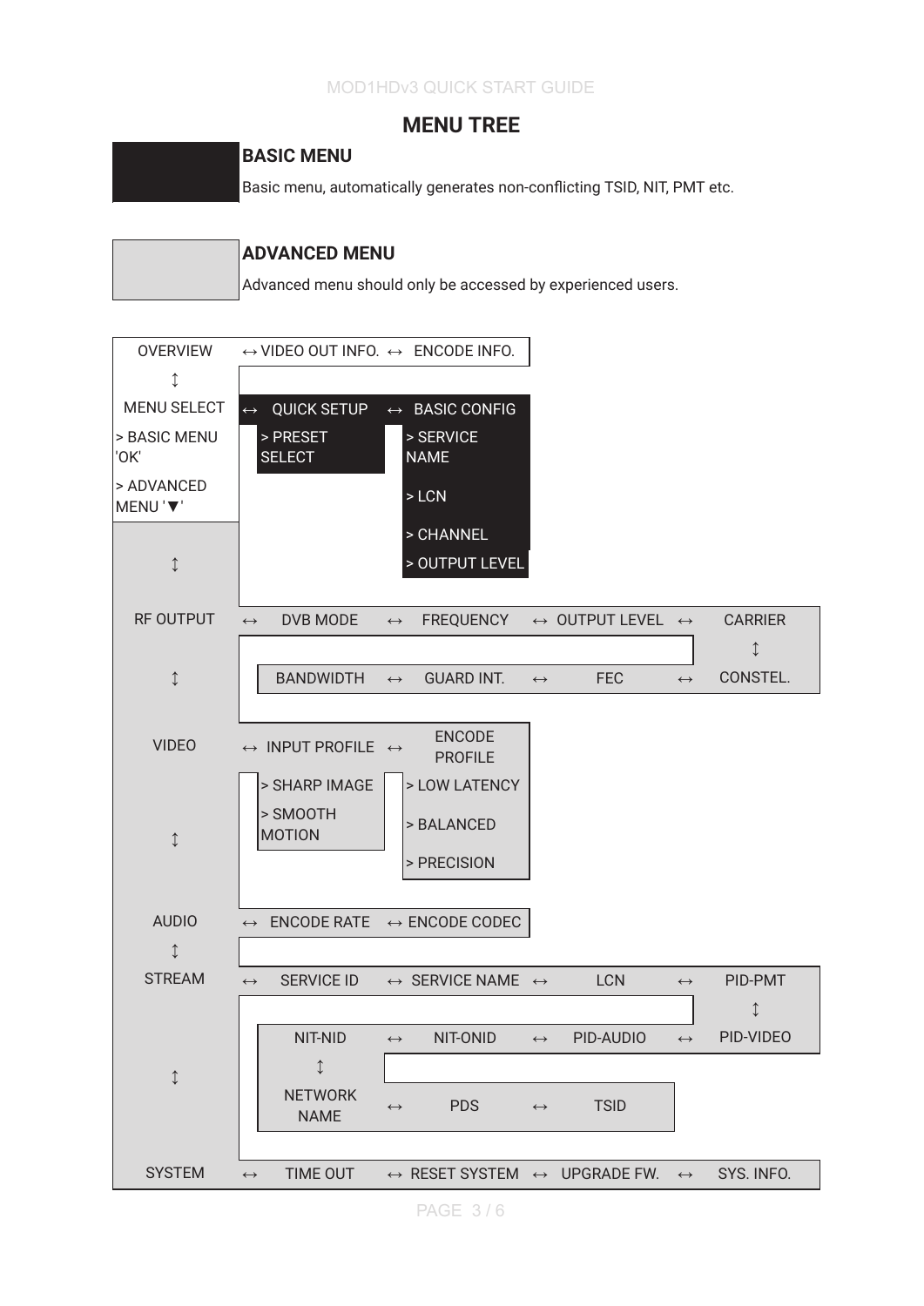# MENU TREE

## BASIC MENU

Basic menu, automatically generates non-conflicting TSID, NIT, PMT etc.

## ADVANCED MENU

Advanced menu should only be accessed by experienced users.

OVERVIEW ↔ VIDEO OUT INFO. ↔ ENCODE INFO.

↕

MENU SELECT ↔ QUICK SETUP ↔ BASIC CONFIG

- > BASIC MENU 'OK'
- > ADVANCED MENU '▼'

QUICK SETUP:
- > PRESET SELECT

BASIC CONFIG:
- > SERVICE NAME
- > LCN
- > CHANNEL
- > OUTPUT LEVEL

↕

RF OUTPUT ↔ DVB MODE ↔ FREQUENCY ↔ OUTPUT LEVEL ↔ CARRIER ↕ CONSTEL. ↔ FEC ↔ GUARD INT. ↔ BANDWIDTH

↕

VIDEO ↔ INPUT PROFILE ↔ ENCODE PROFILE

INPUT PROFILE:
- > SHARP IMAGE
- > SMOOTH MOTION

ENCODE PROFILE:
- > LOW LATENCY
- > BALANCED
- > PRECISION

↕

AUDIO ↔ ENCODE RATE ↔ ENCODE CODEC

↕

STREAM ↔ SERVICE ID ↔ SERVICE NAME ↔ LCN ↔ PID-PMT ↕ PID-VIDEO ↔ PID-AUDIO ↔ NIT-ONID ↔ NIT-NID ↕ NETWORK NAME ↔ PDS ↔ TSID

↕

SYSTEM ↔ TIME OUT ↔ RESET SYSTEM ↔ UPGRADE FW. ↔ SYS. INFO.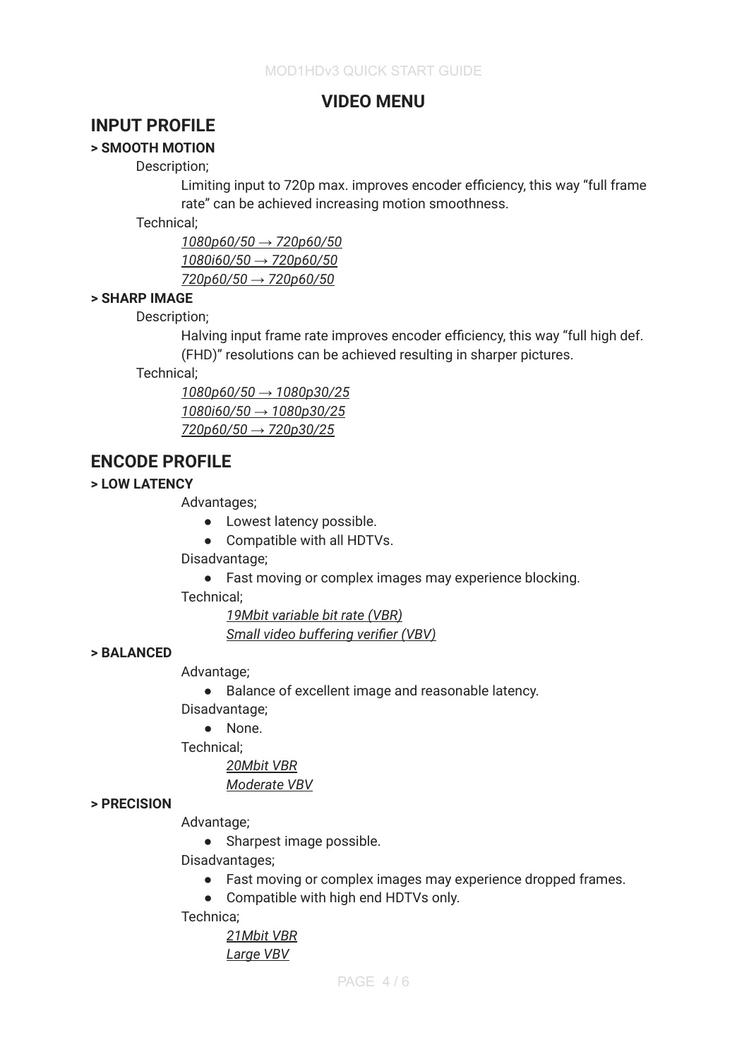## VIDEO MENU

## INPUT PROFILE

**> SMOOTH MOTION**

Description;

Limiting input to 720p max. improves encoder efficiency, this way "full frame rate" can be achieved increasing motion smoothness.

Technical;

*1080p60/50 → 720p60/50*
*1080i60/50 → 720p60/50*
*720p60/50 → 720p60/50*

**> SHARP IMAGE**

Description;

Halving input frame rate improves encoder efficiency, this way "full high def. (FHD)" resolutions can be achieved resulting in sharper pictures.

Technical;

*1080p60/50 → 1080p30/25*
*1080i60/50 → 1080p30/25*
*720p60/50 → 720p30/25*

## ENCODE PROFILE

**> LOW LATENCY**

Advantages;

- Lowest latency possible.
- Compatible with all HDTVs.

Disadvantage;

- Fast moving or complex images may experience blocking.

Technical;

*19Mbit variable bit rate (VBR)*
*Small video buffering verifier (VBV)*

**> BALANCED**

Advantage;

- Balance of excellent image and reasonable latency.

Disadvantage;

- None.

Technical;

*20Mbit VBR*
*Moderate VBV*

**> PRECISION**

Advantage;

- Sharpest image possible.

Disadvantages;

- Fast moving or complex images may experience dropped frames.
- Compatible with high end HDTVs only.

Technica;

*21Mbit VBR*
*Large VBV*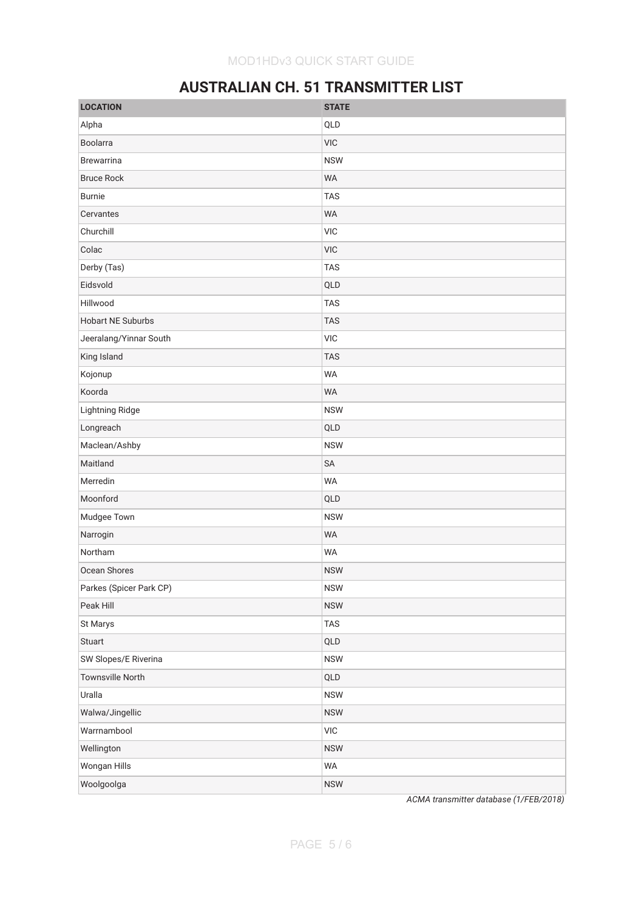## AUSTRALIAN CH. 51 TRANSMITTER LIST

| LOCATION | STATE |
| --- | --- |
| Alpha | QLD |
| Boolarra | VIC |
| Brewarrina | NSW |
| Bruce Rock | WA |
| Burnie | TAS |
| Cervantes | WA |
| Churchill | VIC |
| Colac | VIC |
| Derby (Tas) | TAS |
| Eidsvold | QLD |
| Hillwood | TAS |
| Hobart NE Suburbs | TAS |
| Jeeralang/Yinnar South | VIC |
| King Island | TAS |
| Kojonup | WA |
| Koorda | WA |
| Lightning Ridge | NSW |
| Longreach | QLD |
| Maclean/Ashby | NSW |
| Maitland | SA |
| Merredin | WA |
| Moonford | QLD |
| Mudgee Town | NSW |
| Narrogin | WA |
| Northam | WA |
| Ocean Shores | NSW |
| Parkes (Spicer Park CP) | NSW |
| Peak Hill | NSW |
| St Marys | TAS |
| Stuart | QLD |
| SW Slopes/E Riverina | NSW |
| Townsville North | QLD |
| Uralla | NSW |
| Walwa/Jingellic | NSW |
| Warrnambool | VIC |
| Wellington | NSW |
| Wongan Hills | WA |
| Woolgoolga | NSW |

*ACMA transmitter database (1/FEB/2018)*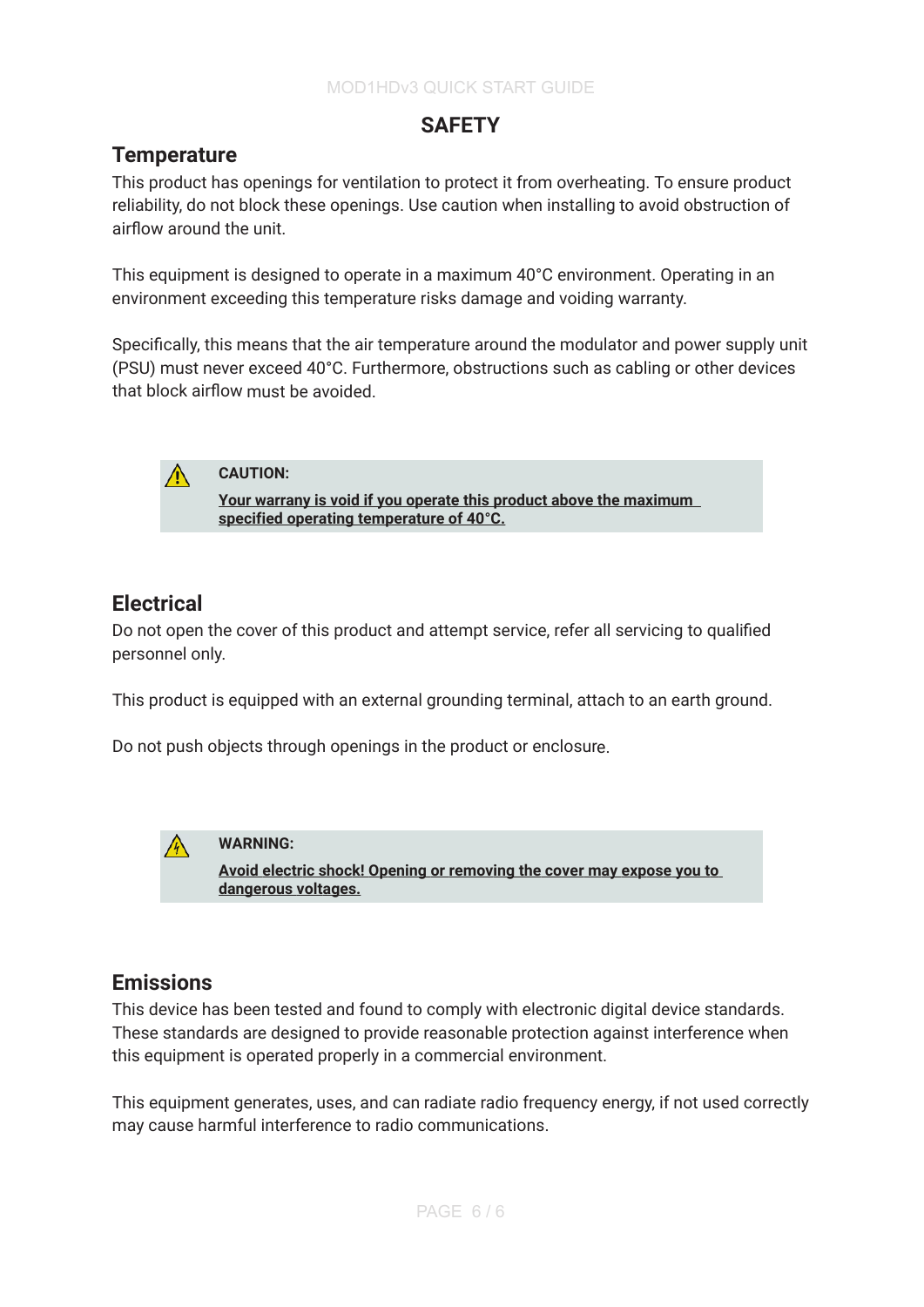# SAFETY

## Temperature

This product has openings for ventilation to protect it from overheating. To ensure product reliability, do not block these openings. Use caution when installing to avoid obstruction of airflow around the unit.

This equipment is designed to operate in a maximum 40°C environment. Operating in an environment exceeding this temperature risks damage and voiding warranty.

Specifically, this means that the air temperature around the modulator and power supply unit (PSU) must never exceed 40°C. Furthermore, obstructions such as cabling or other devices that block airflow must be avoided.

> ⚠ **CAUTION:**
>
> **Your warranty is void if you operate this product above the maximum specified operating temperature of 40°C.**

## Electrical

Do not open the cover of this product and attempt service, refer all servicing to qualified personnel only.

This product is equipped with an external grounding terminal, attach to an earth ground.

Do not push objects through openings in the product or enclosure.

> ⚠ **WARNING:**
>
> **Avoid electric shock! Opening or removing the cover may expose you to dangerous voltages.**

## Emissions

This device has been tested and found to comply with electronic digital device standards. These standards are designed to provide reasonable protection against interference when this equipment is operated properly in a commercial environment.

This equipment generates, uses, and can radiate radio frequency energy, if not used correctly may cause harmful interference to radio communications.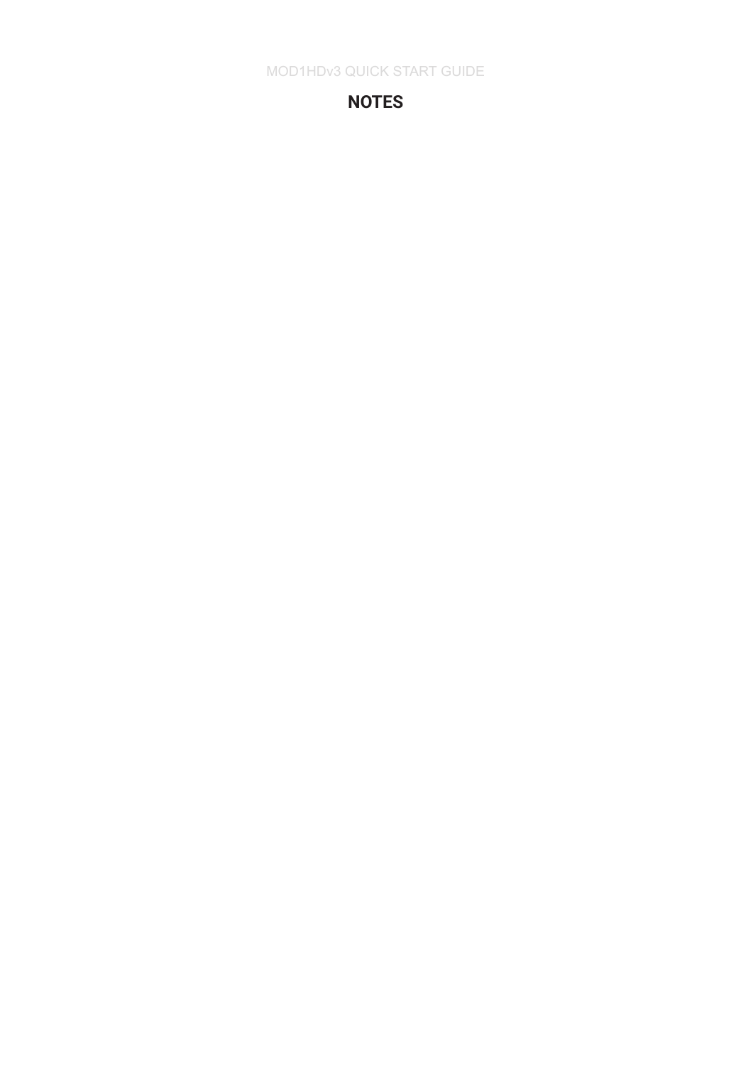## NOTES